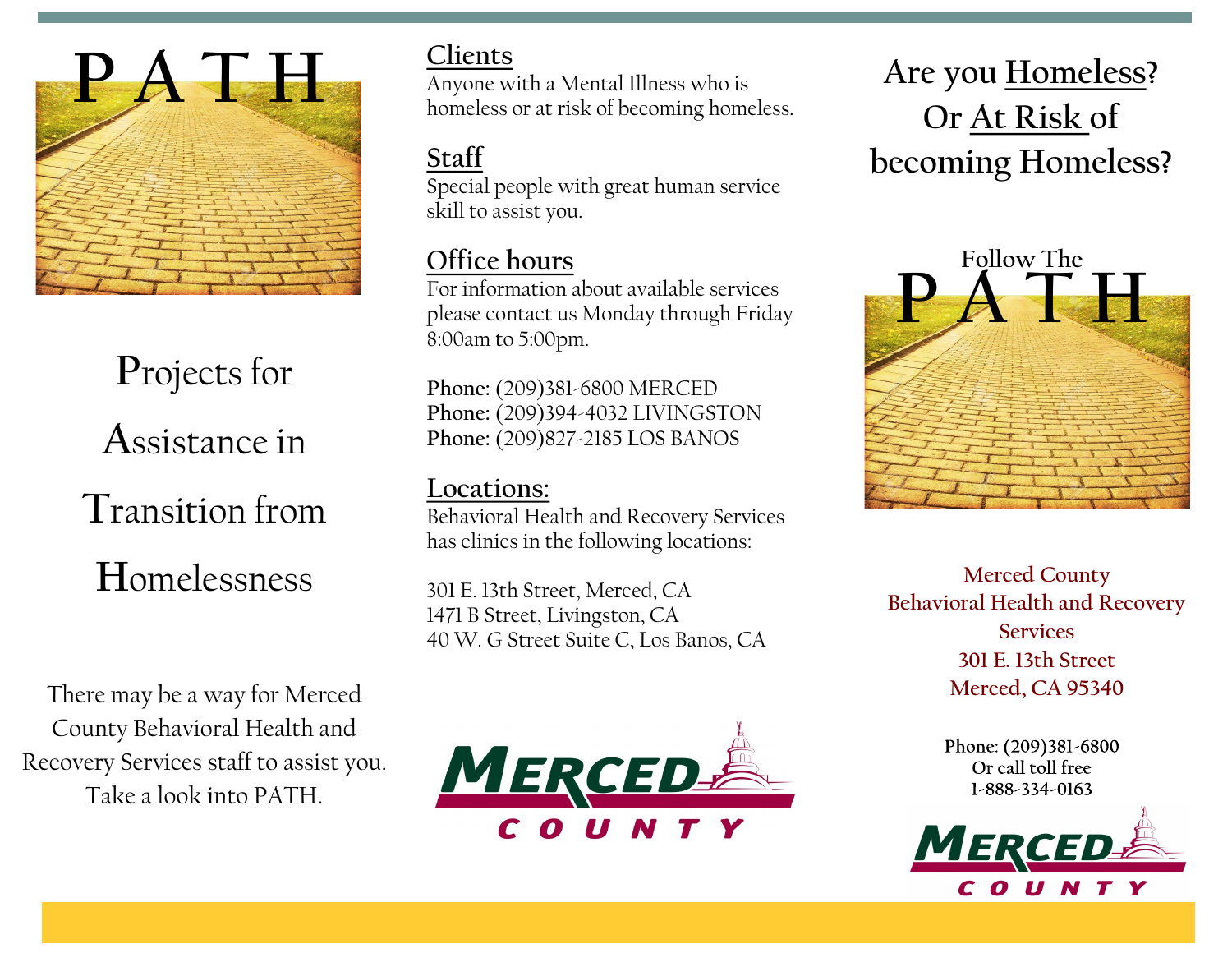# PATH

## Projects for Assistance in Transition from Homelessness

There may be a way for Merced County Behavioral Health and Recovery Services staff to assist you. Take a look into PATH.

## Clients

Anyone with a Mental Illness who is homeless or at risk of becoming homeless.

## Staff

Special people with great human service skill to assist you.

## Office hours

For information about available services please contact us Monday through Friday 8:00am to 5:00pm.

**Phone:** (209)381-6800 MERCED
**Phone:** (209)394-4032 LIVINGSTON
**Phone:** (209)827-2185 LOS BANOS

## Locations:

Behavioral Health and Recovery Services has clinics in the following locations:

301 E. 13th Street, Merced, CA
1471 B Street, Livingston, CA
40 W. G Street Suite C, Los Banos, CA

MERCED COUNTY

# Are you Homeless? Or At Risk of becoming Homeless?

Follow The

# PATH

Merced County
Behavioral Health and Recovery Services
301 E. 13th Street
Merced, CA 95340

**Phone: (209)381-6800**
**Or call toll free**
**1-888-334-0163**

MERCED COUNTY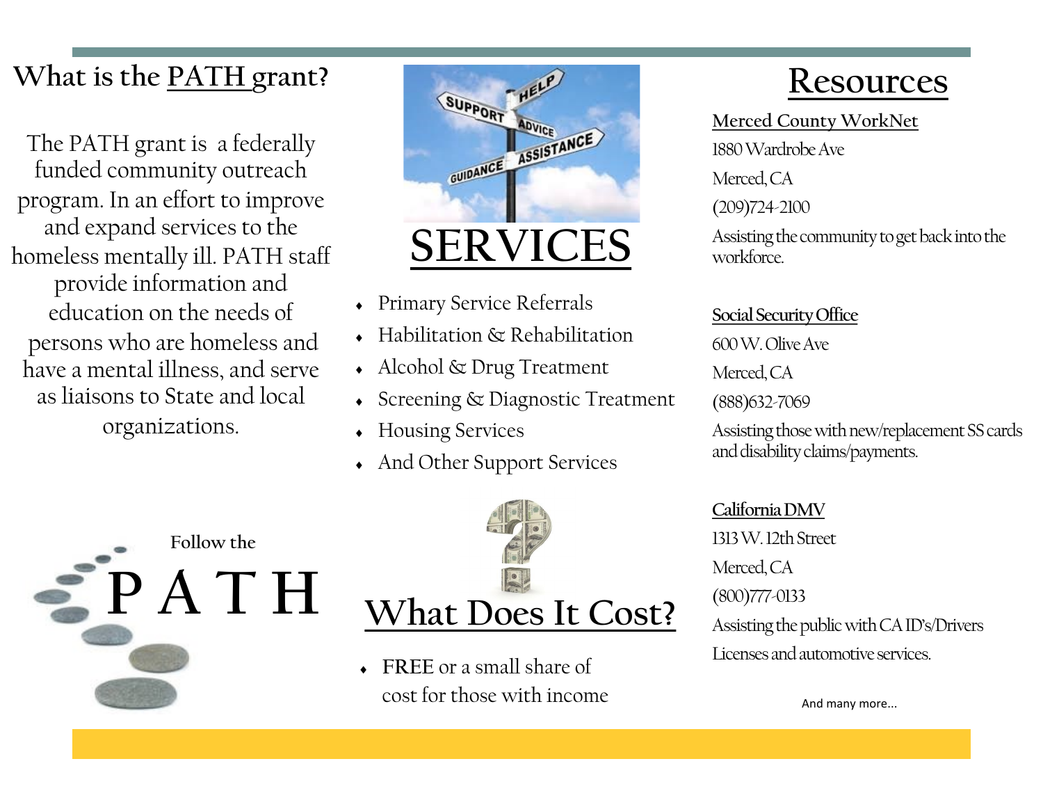## What is the PATH grant?

The PATH grant is a federally funded community outreach program. In an effort to improve and expand services to the homeless mentally ill. PATH staff provide information and education on the needs of persons who are homeless and have a mental illness, and serve as liaisons to State and local organizations.

Follow the

# PATH

# SERVICES

- Primary Service Referrals
- Habilitation & Rehabilitation
- Alcohol & Drug Treatment
- Screening & Diagnostic Treatment
- Housing Services
- And Other Support Services

# What Does It Cost?

- FREE or a small share of cost for those with income

# Resources

**Merced County WorkNet**

1880 Wardrobe Ave

Merced, CA

(209)724-2100

Assisting the community to get back into the workforce.

**Social Security Office**

600 W. Olive Ave

Merced, CA

(888)632-7069

Assisting those with new/replacement SS cards and disability claims/payments.

**California DMV**

1313 W. 12th Street

Merced, CA

(800)777-0133

Assisting the public with CA ID's/Drivers Licenses and automotive services.

And many more...